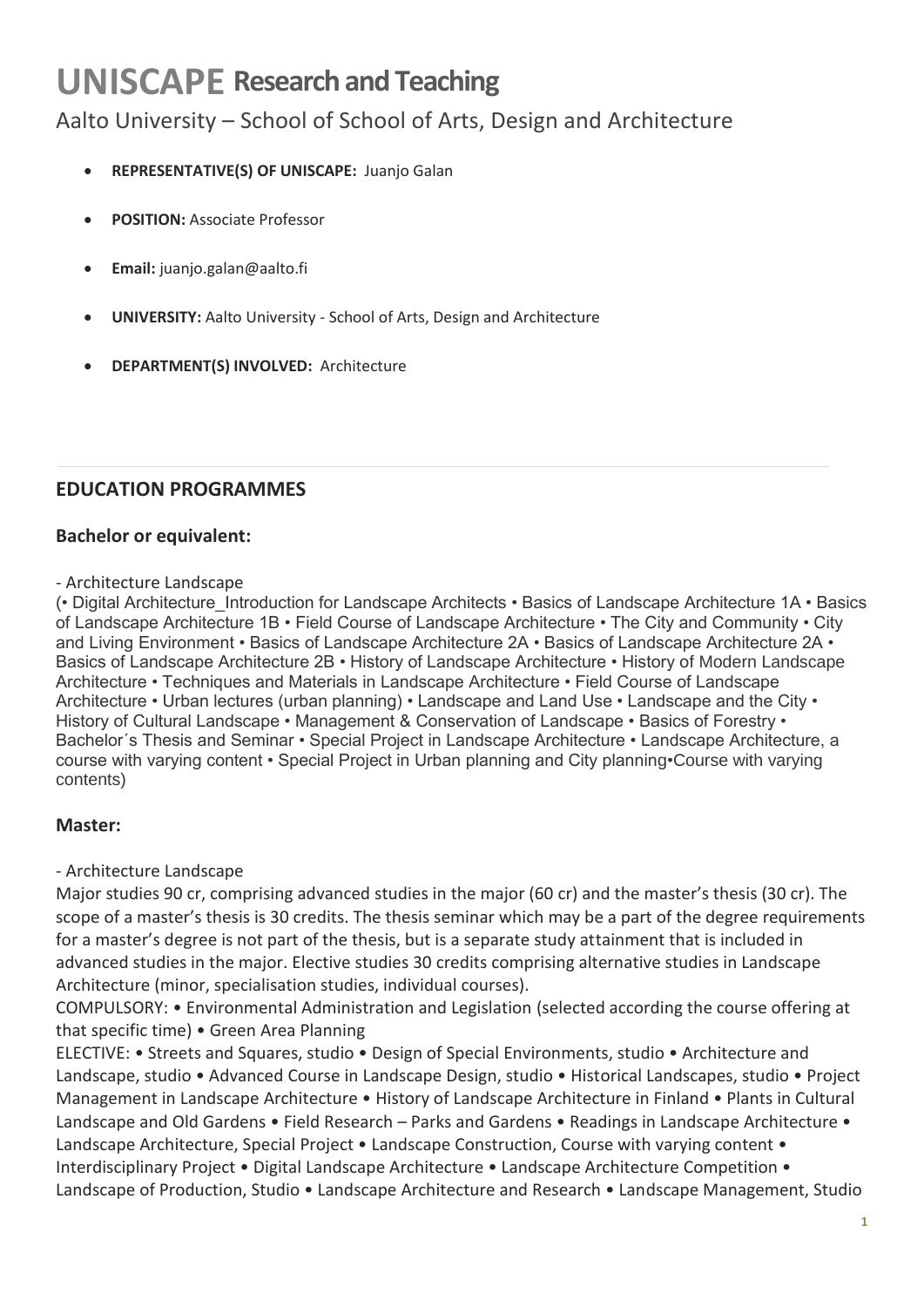# UNISCAPE Research and Teaching

Aalto University – School of School of Arts, Design and Architecture

- **REPRESENTATIVE(S) OF UNISCAPE:** Juanjo Galan
- **POSITION:** Associate Professor
- **Email:** juanjo.galan@aalto.fi
- **UNIVERSITY:** Aalto University - School of Arts, Design and Architecture
- **DEPARTMENT(S) INVOLVED:** Architecture

---

## EDUCATION PROGRAMMES

### Bachelor or equivalent:

- Architecture Landscape

(• Digital Architecture_Introduction for Landscape Architects • Basics of Landscape Architecture 1A • Basics of Landscape Architecture 1B • Field Course of Landscape Architecture • The City and Community • City and Living Environment • Basics of Landscape Architecture 2A • Basics of Landscape Architecture 2A • Basics of Landscape Architecture 2B • History of Landscape Architecture • History of Modern Landscape Architecture • Techniques and Materials in Landscape Architecture • Field Course of Landscape Architecture • Urban lectures (urban planning) • Landscape and Land Use • Landscape and the City • History of Cultural Landscape • Management & Conservation of Landscape • Basics of Forestry • Bachelor´s Thesis and Seminar • Special Project in Landscape Architecture • Landscape Architecture, a course with varying content • Special Project in Urban planning and City planning•Course with varying contents)

### Master:

- Architecture Landscape

Major studies 90 cr, comprising advanced studies in the major (60 cr) and the master's thesis (30 cr). The scope of a master's thesis is 30 credits. The thesis seminar which may be a part of the degree requirements for a master's degree is not part of the thesis, but is a separate study attainment that is included in advanced studies in the major. Elective studies 30 credits comprising alternative studies in Landscape Architecture (minor, specialisation studies, individual courses).

COMPULSORY: • Environmental Administration and Legislation (selected according the course offering at that specific time) • Green Area Planning

ELECTIVE: • Streets and Squares, studio • Design of Special Environments, studio • Architecture and Landscape, studio • Advanced Course in Landscape Design, studio • Historical Landscapes, studio • Project Management in Landscape Architecture • History of Landscape Architecture in Finland • Plants in Cultural Landscape and Old Gardens • Field Research – Parks and Gardens • Readings in Landscape Architecture • Landscape Architecture, Special Project • Landscape Construction, Course with varying content • Interdisciplinary Project • Digital Landscape Architecture • Landscape Architecture Competition • Landscape of Production, Studio • Landscape Architecture and Research • Landscape Management, Studio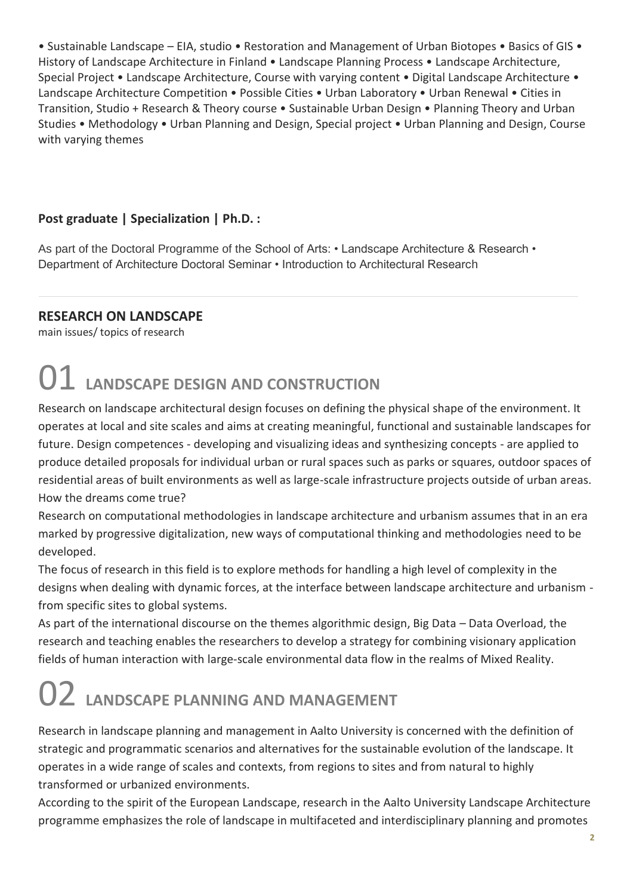• Sustainable Landscape – EIA, studio • Restoration and Management of Urban Biotopes • Basics of GIS • History of Landscape Architecture in Finland • Landscape Planning Process • Landscape Architecture, Special Project • Landscape Architecture, Course with varying content • Digital Landscape Architecture • Landscape Architecture Competition • Possible Cities • Urban Laboratory • Urban Renewal • Cities in Transition, Studio + Research & Theory course • Sustainable Urban Design • Planning Theory and Urban Studies • Methodology • Urban Planning and Design, Special project • Urban Planning and Design, Course with varying themes

**Post graduate | Specialization | Ph.D. :**

As part of the Doctoral Programme of the School of Arts: • Landscape Architecture & Research • Department of Architecture Doctoral Seminar • Introduction to Architectural Research

---

## RESEARCH ON LANDSCAPE

main issues/ topics of research

# 01 LANDSCAPE DESIGN AND CONSTRUCTION

Research on landscape architectural design focuses on defining the physical shape of the environment. It operates at local and site scales and aims at creating meaningful, functional and sustainable landscapes for future. Design competences - developing and visualizing ideas and synthesizing concepts - are applied to produce detailed proposals for individual urban or rural spaces such as parks or squares, outdoor spaces of residential areas of built environments as well as large-scale infrastructure projects outside of urban areas. How the dreams come true?

Research on computational methodologies in landscape architecture and urbanism assumes that in an era marked by progressive digitalization, new ways of computational thinking and methodologies need to be developed.

The focus of research in this field is to explore methods for handling a high level of complexity in the designs when dealing with dynamic forces, at the interface between landscape architecture and urbanism - from specific sites to global systems.

As part of the international discourse on the themes algorithmic design, Big Data – Data Overload, the research and teaching enables the researchers to develop a strategy for combining visionary application fields of human interaction with large-scale environmental data flow in the realms of Mixed Reality.

# 02 LANDSCAPE PLANNING AND MANAGEMENT

Research in landscape planning and management in Aalto University is concerned with the definition of strategic and programmatic scenarios and alternatives for the sustainable evolution of the landscape. It operates in a wide range of scales and contexts, from regions to sites and from natural to highly transformed or urbanized environments.

According to the spirit of the European Landscape, research in the Aalto University Landscape Architecture programme emphasizes the role of landscape in multifaceted and interdisciplinary planning and promotes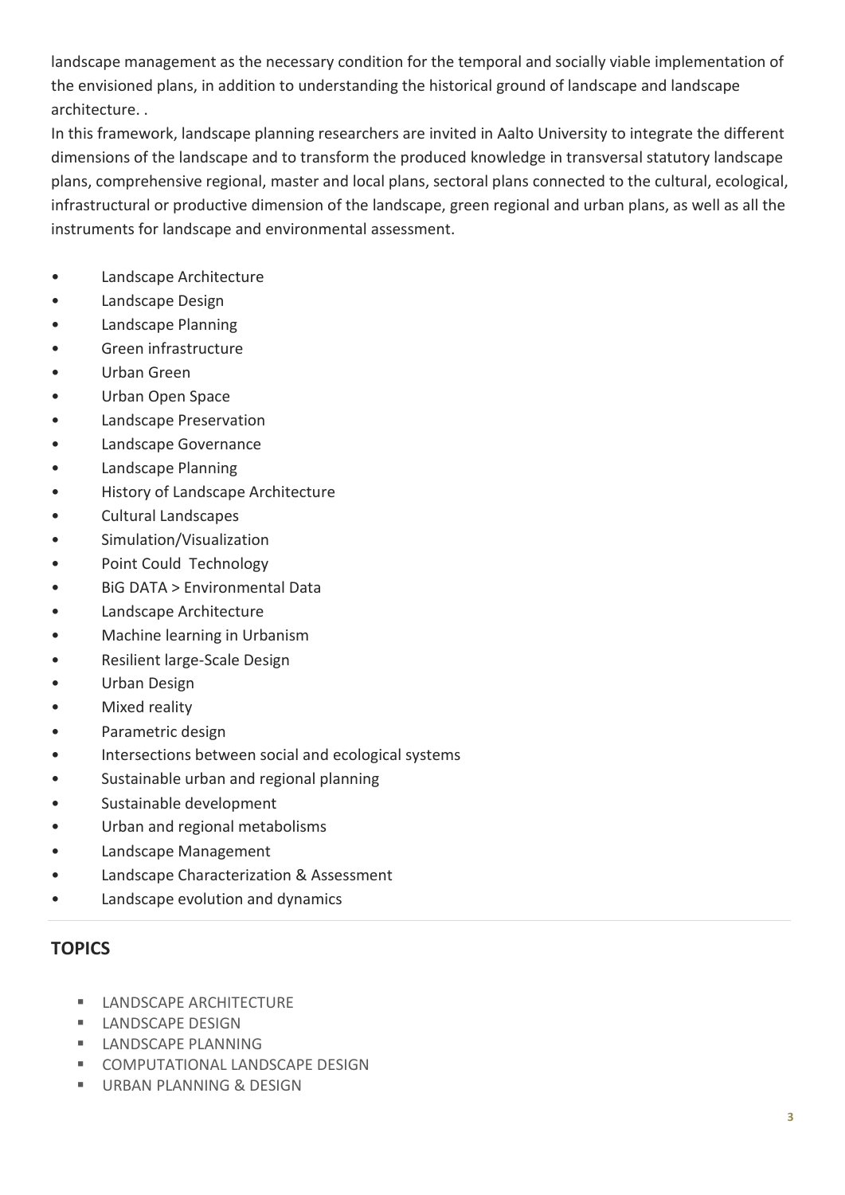landscape management as the necessary condition for the temporal and socially viable implementation of the envisioned plans, in addition to understanding the historical ground of landscape and landscape architecture. .

In this framework, landscape planning researchers are invited in Aalto University to integrate the different dimensions of the landscape and to transform the produced knowledge in transversal statutory landscape plans, comprehensive regional, master and local plans, sectoral plans connected to the cultural, ecological, infrastructural or productive dimension of the landscape, green regional and urban plans, as well as all the instruments for landscape and environmental assessment.

- Landscape Architecture
- Landscape Design
- Landscape Planning
- Green infrastructure
- Urban Green
- Urban Open Space
- Landscape Preservation
- Landscape Governance
- Landscape Planning
- History of Landscape Architecture
- Cultural Landscapes
- Simulation/Visualization
- Point Could Technology
- BiG DATA > Environmental Data
- Landscape Architecture
- Machine learning in Urbanism
- Resilient large-Scale Design
- Urban Design
- Mixed reality
- Parametric design
- Intersections between social and ecological systems
- Sustainable urban and regional planning
- Sustainable development
- Urban and regional metabolisms
- Landscape Management
- Landscape Characterization & Assessment
- Landscape evolution and dynamics

---

## TOPICS

- LANDSCAPE ARCHITECTURE
- LANDSCAPE DESIGN
- LANDSCAPE PLANNING
- COMPUTATIONAL LANDSCAPE DESIGN
- URBAN PLANNING & DESIGN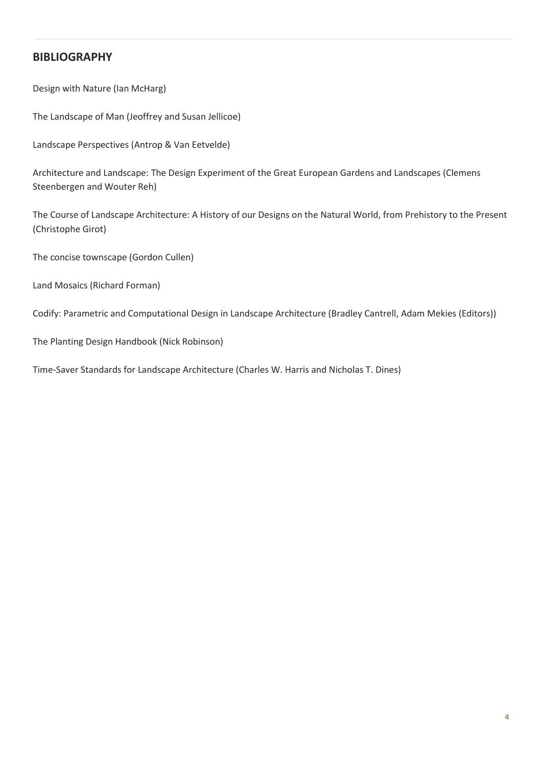## BIBLIOGRAPHY

Design with Nature (Ian McHarg)

The Landscape of Man (Jeoffrey and Susan Jellicoe)

Landscape Perspectives (Antrop & Van Eetvelde)

Architecture and Landscape: The Design Experiment of the Great European Gardens and Landscapes (Clemens Steenbergen and Wouter Reh)

The Course of Landscape Architecture: A History of our Designs on the Natural World, from Prehistory to the Present (Christophe Girot)

The concise townscape (Gordon Cullen)

Land Mosaics (Richard Forman)

Codify: Parametric and Computational Design in Landscape Architecture (Bradley Cantrell, Adam Mekies (Editors))

The Planting Design Handbook (Nick Robinson)

Time-Saver Standards for Landscape Architecture (Charles W. Harris and Nicholas T. Dines)